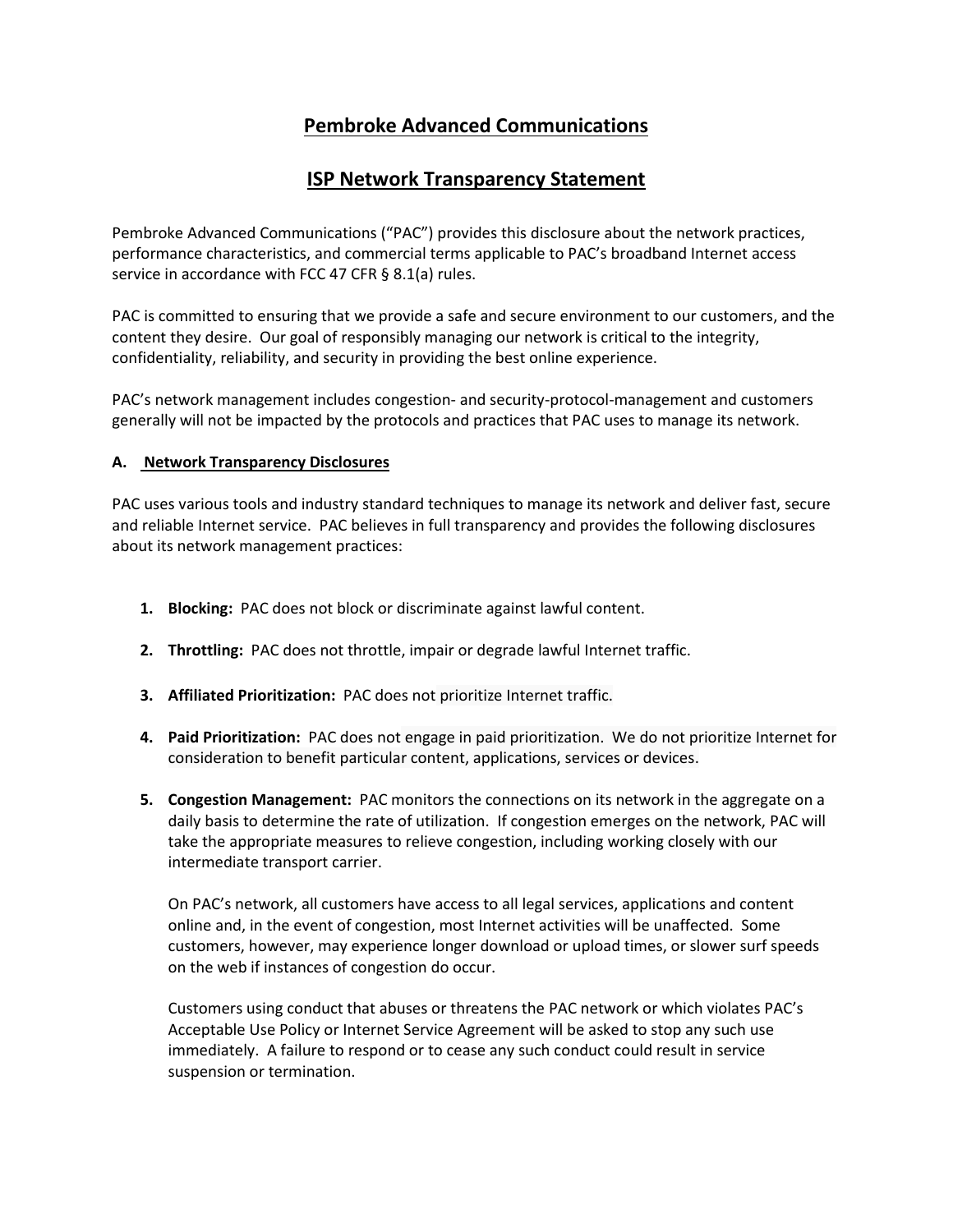# Pembroke Advanced Communications

## ISP Network Transparency Statement

Pembroke Advanced Communications ("PAC") provides this disclosure about the network practices, performance characteristics, and commercial terms applicable to PAC's broadband Internet access service in accordance with FCC 47 CFR § 8.1(a) rules.

PAC is committed to ensuring that we provide a safe and secure environment to our customers, and the content they desire. Our goal of responsibly managing our network is critical to the integrity, confidentiality, reliability, and security in providing the best online experience.

PAC's network management includes congestion- and security-protocol-management and customers generally will not be impacted by the protocols and practices that PAC uses to manage its network.

### A. Network Transparency Disclosures

PAC uses various tools and industry standard techniques to manage its network and deliver fast, secure and reliable Internet service. PAC believes in full transparency and provides the following disclosures about its network management practices:

1. **Blocking:** PAC does not block or discriminate against lawful content.

2. **Throttling:** PAC does not throttle, impair or degrade lawful Internet traffic.

3. **Affiliated Prioritization:** PAC does not prioritize Internet traffic.

4. **Paid Prioritization:** PAC does not engage in paid prioritization. We do not prioritize Internet for consideration to benefit particular content, applications, services or devices.

5. **Congestion Management:** PAC monitors the connections on its network in the aggregate on a daily basis to determine the rate of utilization. If congestion emerges on the network, PAC will take the appropriate measures to relieve congestion, including working closely with our intermediate transport carrier.

   On PAC's network, all customers have access to all legal services, applications and content online and, in the event of congestion, most Internet activities will be unaffected. Some customers, however, may experience longer download or upload times, or slower surf speeds on the web if instances of congestion do occur.

   Customers using conduct that abuses or threatens the PAC network or which violates PAC's Acceptable Use Policy or Internet Service Agreement will be asked to stop any such use immediately. A failure to respond or to cease any such conduct could result in service suspension or termination.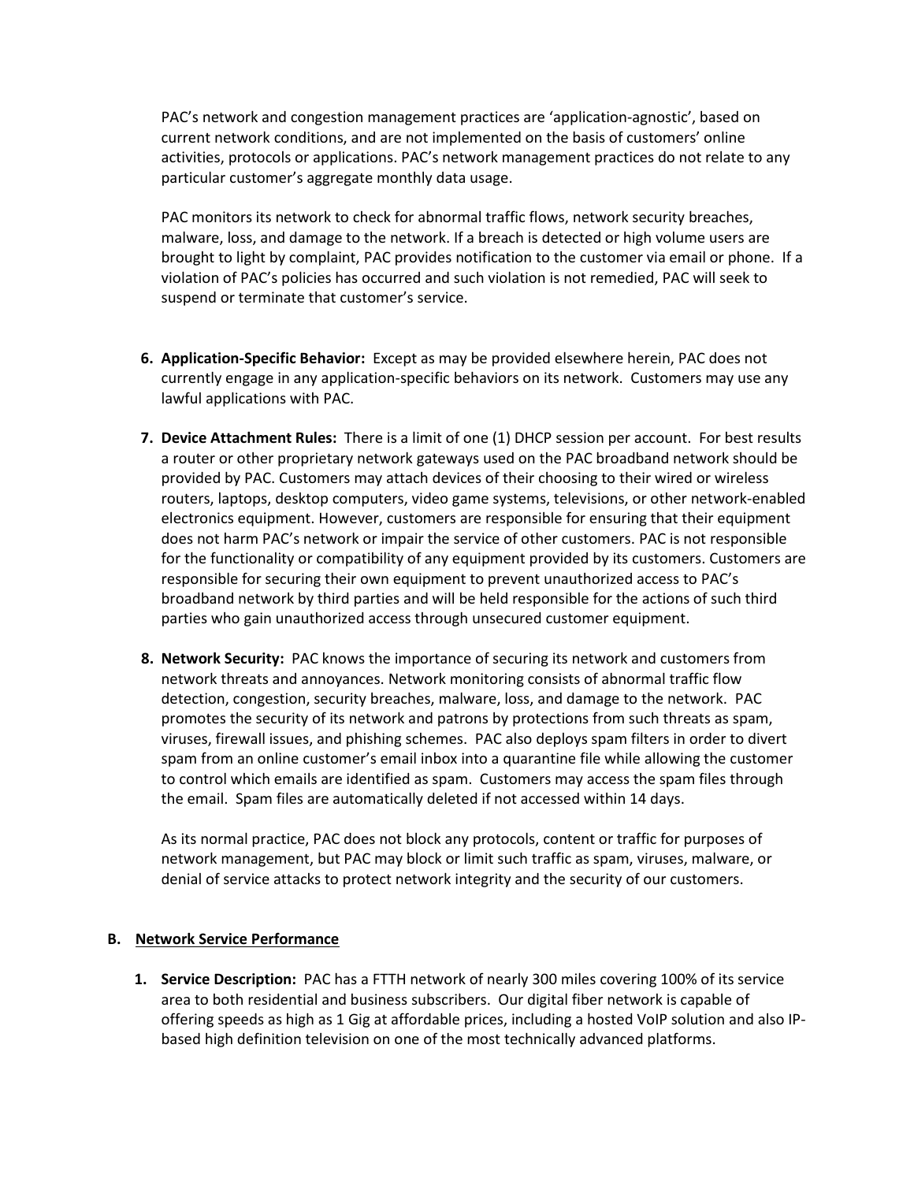PAC's network and congestion management practices are 'application-agnostic', based on current network conditions, and are not implemented on the basis of customers' online activities, protocols or applications. PAC's network management practices do not relate to any particular customer's aggregate monthly data usage.

PAC monitors its network to check for abnormal traffic flows, network security breaches, malware, loss, and damage to the network. If a breach is detected or high volume users are brought to light by complaint, PAC provides notification to the customer via email or phone. If a violation of PAC's policies has occurred and such violation is not remedied, PAC will seek to suspend or terminate that customer's service.

6. **Application-Specific Behavior:** Except as may be provided elsewhere herein, PAC does not currently engage in any application-specific behaviors on its network. Customers may use any lawful applications with PAC.

7. **Device Attachment Rules:** There is a limit of one (1) DHCP session per account. For best results a router or other proprietary network gateways used on the PAC broadband network should be provided by PAC. Customers may attach devices of their choosing to their wired or wireless routers, laptops, desktop computers, video game systems, televisions, or other network-enabled electronics equipment. However, customers are responsible for ensuring that their equipment does not harm PAC's network or impair the service of other customers. PAC is not responsible for the functionality or compatibility of any equipment provided by its customers. Customers are responsible for securing their own equipment to prevent unauthorized access to PAC's broadband network by third parties and will be held responsible for the actions of such third parties who gain unauthorized access through unsecured customer equipment.

8. **Network Security:** PAC knows the importance of securing its network and customers from network threats and annoyances. Network monitoring consists of abnormal traffic flow detection, congestion, security breaches, malware, loss, and damage to the network. PAC promotes the security of its network and patrons by protections from such threats as spam, viruses, firewall issues, and phishing schemes. PAC also deploys spam filters in order to divert spam from an online customer's email inbox into a quarantine file while allowing the customer to control which emails are identified as spam. Customers may access the spam files through the email. Spam files are automatically deleted if not accessed within 14 days.

   As its normal practice, PAC does not block any protocols, content or traffic for purposes of network management, but PAC may block or limit such traffic as spam, viruses, malware, or denial of service attacks to protect network integrity and the security of our customers.

## B. Network Service Performance

1. **Service Description:** PAC has a FTTH network of nearly 300 miles covering 100% of its service area to both residential and business subscribers. Our digital fiber network is capable of offering speeds as high as 1 Gig at affordable prices, including a hosted VoIP solution and also IP-based high definition television on one of the most technically advanced platforms.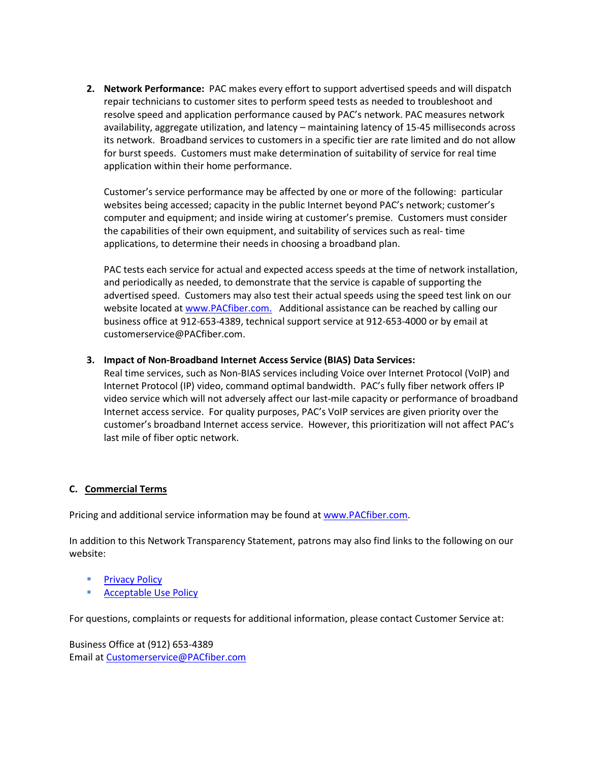2. **Network Performance:** PAC makes every effort to support advertised speeds and will dispatch repair technicians to customer sites to perform speed tests as needed to troubleshoot and resolve speed and application performance caused by PAC's network. PAC measures network availability, aggregate utilization, and latency – maintaining latency of 15-45 milliseconds across its network. Broadband services to customers in a specific tier are rate limited and do not allow for burst speeds. Customers must make determination of suitability of service for real time application within their home performance.

   Customer's service performance may be affected by one or more of the following: particular websites being accessed; capacity in the public Internet beyond PAC's network; customer's computer and equipment; and inside wiring at customer's premise. Customers must consider the capabilities of their own equipment, and suitability of services such as real- time applications, to determine their needs in choosing a broadband plan.

   PAC tests each service for actual and expected access speeds at the time of network installation, and periodically as needed, to demonstrate that the service is capable of supporting the advertised speed. Customers may also test their actual speeds using the speed test link on our website located at [www.PACfiber.com.](www.PACfiber.com) Additional assistance can be reached by calling our business office at 912-653-4389, technical support service at 912-653-4000 or by email at customerservice@PACfiber.com.

3. **Impact of Non-Broadband Internet Access Service (BIAS) Data Services:**
   Real time services, such as Non-BIAS services including Voice over Internet Protocol (VoIP) and Internet Protocol (IP) video, command optimal bandwidth. PAC's fully fiber network offers IP video service which will not adversely affect our last-mile capacity or performance of broadband Internet access service. For quality purposes, PAC's VoIP services are given priority over the customer's broadband Internet access service. However, this prioritization will not affect PAC's last mile of fiber optic network.

## C. Commercial Terms

Pricing and additional service information may be found at [www.PACfiber.com](www.PACfiber.com).

In addition to this Network Transparency Statement, patrons may also find links to the following on our website:

- Privacy Policy
- Acceptable Use Policy

For questions, complaints or requests for additional information, please contact Customer Service at:

Business Office at (912) 653-4389
Email at [Customerservice@PACfiber.com](mailto:Customerservice@PACfiber.com)